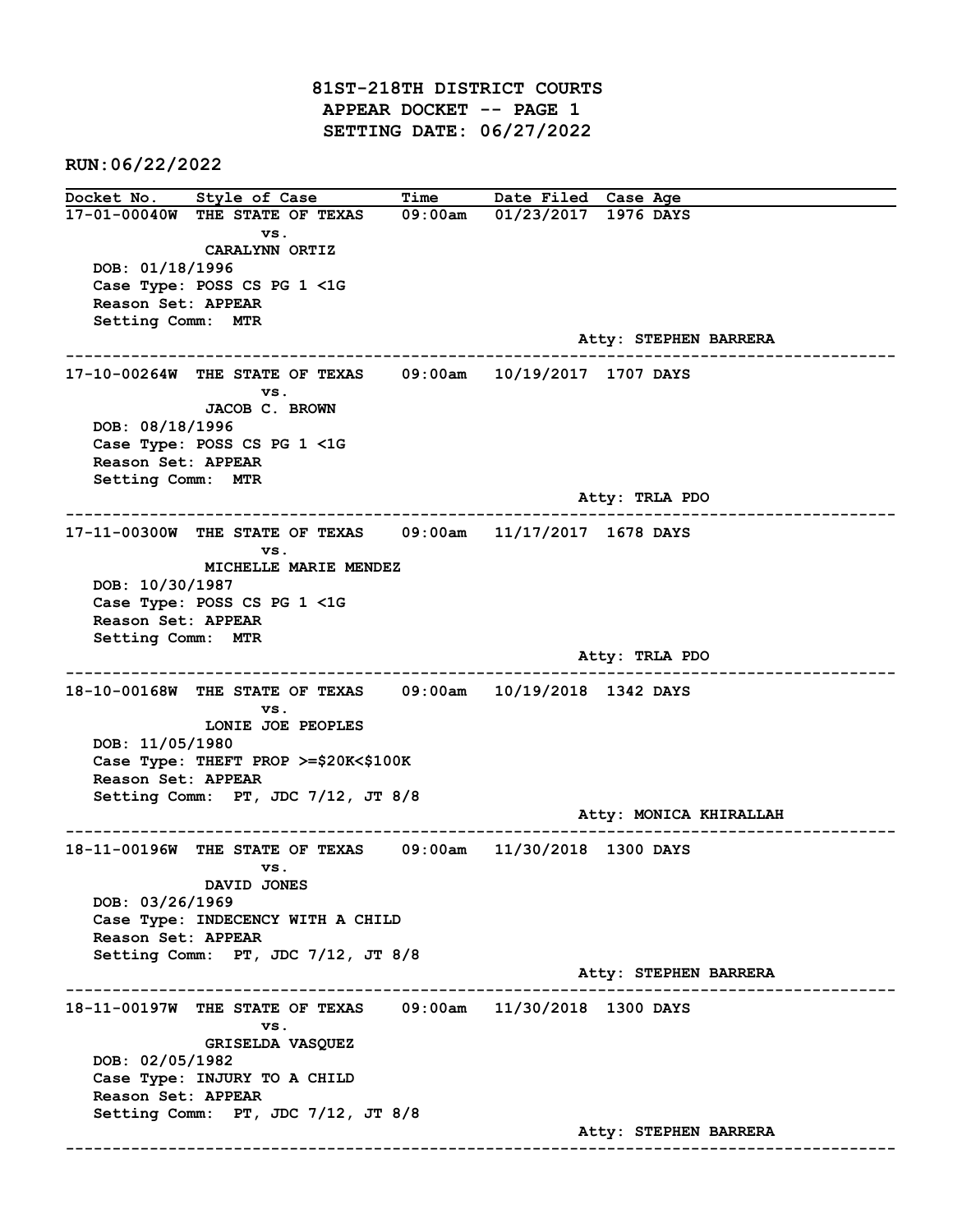# 81ST-218TH DISTRICT COURTS
## APPEAR DOCKET -- PAGE 1
## SETTING DATE: 06/27/2022

**RUN:06/22/2022**

| Docket No. | Style of Case | Time | Date Filed | Case Age |
|---|---|---|---|---|
| 17-01-00040W | THE STATE OF TEXAS vs. CARALYNN ORTIZ | 09:00am | 01/23/2017 | 1976 DAYS |

DOB: 01/18/1996
Case Type: POSS CS PG 1 <1G
Reason Set: APPEAR
Setting Comm: MTR
Atty: STEPHEN BARRERA

---

| Docket No. | Style of Case | Time | Date Filed | Case Age |
|---|---|---|---|---|
| 17-10-00264W | THE STATE OF TEXAS vs. JACOB C. BROWN | 09:00am | 10/19/2017 | 1707 DAYS |

DOB: 08/18/1996
Case Type: POSS CS PG 1 <1G
Reason Set: APPEAR
Setting Comm: MTR
Atty: TRLA PDO

---

| Docket No. | Style of Case | Time | Date Filed | Case Age |
|---|---|---|---|---|
| 17-11-00300W | THE STATE OF TEXAS vs. MICHELLE MARIE MENDEZ | 09:00am | 11/17/2017 | 1678 DAYS |

DOB: 10/30/1987
Case Type: POSS CS PG 1 <1G
Reason Set: APPEAR
Setting Comm: MTR
Atty: TRLA PDO

---

| Docket No. | Style of Case | Time | Date Filed | Case Age |
|---|---|---|---|---|
| 18-10-00168W | THE STATE OF TEXAS vs. LONIE JOE PEOPLES | 09:00am | 10/19/2018 | 1342 DAYS |

DOB: 11/05/1980
Case Type: THEFT PROP >=$20K<$100K
Reason Set: APPEAR
Setting Comm: PT, JDC 7/12, JT 8/8
Atty: MONICA KHIRALLAH

---

| Docket No. | Style of Case | Time | Date Filed | Case Age |
|---|---|---|---|---|
| 18-11-00196W | THE STATE OF TEXAS vs. DAVID JONES | 09:00am | 11/30/2018 | 1300 DAYS |

DOB: 03/26/1969
Case Type: INDECENCY WITH A CHILD
Reason Set: APPEAR
Setting Comm: PT, JDC 7/12, JT 8/8
Atty: STEPHEN BARRERA

---

| Docket No. | Style of Case | Time | Date Filed | Case Age |
|---|---|---|---|---|
| 18-11-00197W | THE STATE OF TEXAS vs. GRISELDA VASQUEZ | 09:00am | 11/30/2018 | 1300 DAYS |

DOB: 02/05/1982
Case Type: INJURY TO A CHILD
Reason Set: APPEAR
Setting Comm: PT, JDC 7/12, JT 8/8
Atty: STEPHEN BARRERA

---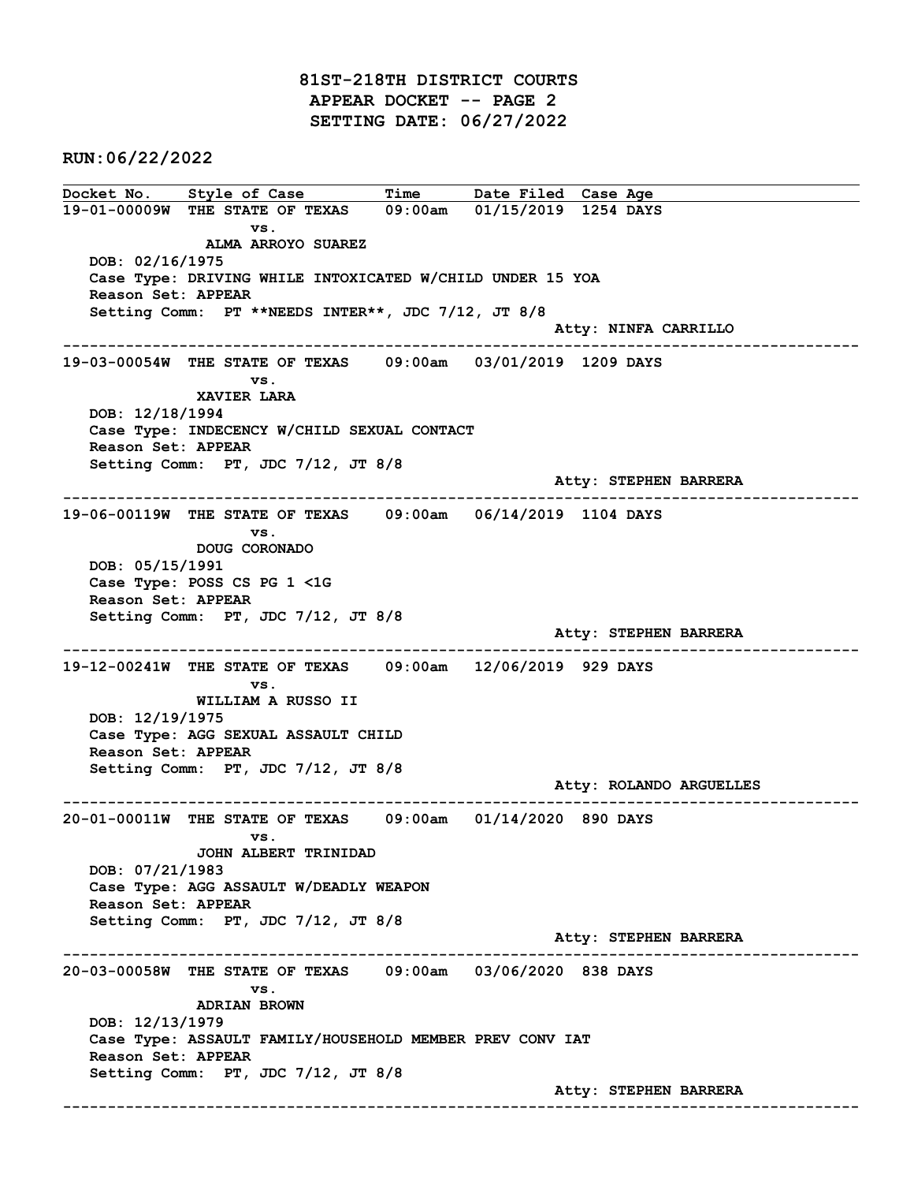# 81ST-218TH DISTRICT COURTS
## APPEAR DOCKET -- PAGE 2
## SETTING DATE: 06/27/2022

**RUN:06/22/2022**

| Docket No. | Style of Case | Time | Date Filed | Case Age |
|---|---|---|---|---|

**19-01-00009W** THE STATE OF TEXAS vs. ALMA ARROYO SUAREZ — 09:00am — 01/15/2019 — 1254 DAYS

- DOB: 02/16/1975
- Case Type: DRIVING WHILE INTOXICATED W/CHILD UNDER 15 YOA
- Reason Set: APPEAR
- Setting Comm: PT **NEEDS INTER**, JDC 7/12, JT 8/8
- Atty: NINFA CARRILLO

---

**19-03-00054W** THE STATE OF TEXAS vs. XAVIER LARA — 09:00am — 03/01/2019 — 1209 DAYS

- DOB: 12/18/1994
- Case Type: INDECENCY W/CHILD SEXUAL CONTACT
- Reason Set: APPEAR
- Setting Comm: PT, JDC 7/12, JT 8/8
- Atty: STEPHEN BARRERA

---

**19-06-00119W** THE STATE OF TEXAS vs. DOUG CORONADO — 09:00am — 06/14/2019 — 1104 DAYS

- DOB: 05/15/1991
- Case Type: POSS CS PG 1 <1G
- Reason Set: APPEAR
- Setting Comm: PT, JDC 7/12, JT 8/8
- Atty: STEPHEN BARRERA

---

**19-12-00241W** THE STATE OF TEXAS vs. WILLIAM A RUSSO II — 09:00am — 12/06/2019 — 929 DAYS

- DOB: 12/19/1975
- Case Type: AGG SEXUAL ASSAULT CHILD
- Reason Set: APPEAR
- Setting Comm: PT, JDC 7/12, JT 8/8
- Atty: ROLANDO ARGUELLES

---

**20-01-00011W** THE STATE OF TEXAS vs. JOHN ALBERT TRINIDAD — 09:00am — 01/14/2020 — 890 DAYS

- DOB: 07/21/1983
- Case Type: AGG ASSAULT W/DEADLY WEAPON
- Reason Set: APPEAR
- Setting Comm: PT, JDC 7/12, JT 8/8
- Atty: STEPHEN BARRERA

---

**20-03-00058W** THE STATE OF TEXAS vs. ADRIAN BROWN — 09:00am — 03/06/2020 — 838 DAYS

- DOB: 12/13/1979
- Case Type: ASSAULT FAMILY/HOUSEHOLD MEMBER PREV CONV IAT
- Reason Set: APPEAR
- Setting Comm: PT, JDC 7/12, JT 8/8
- Atty: STEPHEN BARRERA

---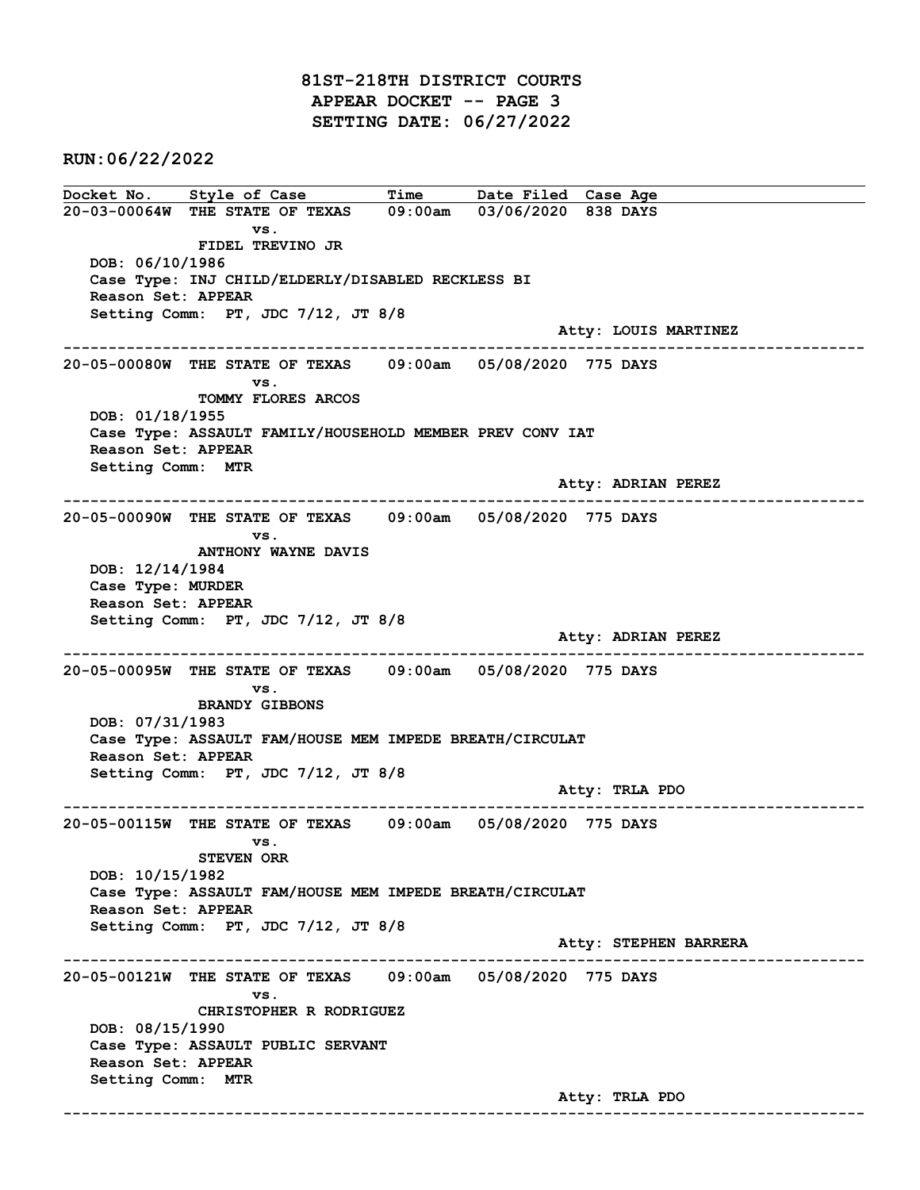# 81ST-218TH DISTRICT COURTS
## APPEAR DOCKET -- PAGE 3
## SETTING DATE: 06/27/2022

**RUN:06/22/2022**

| Docket No. | Style of Case | Time | Date Filed | Case Age |
|---|---|---|---|---|

---

**20-03-00064W** THE STATE OF TEXAS vs. FIDEL TREVINO JR — 09:00am — 03/06/2020 — 838 DAYS

DOB: 06/10/1986
Case Type: INJ CHILD/ELDERLY/DISABLED RECKLESS BI
Reason Set: APPEAR
Setting Comm: PT, JDC 7/12, JT 8/8
Atty: LOUIS MARTINEZ

---

**20-05-00080W** THE STATE OF TEXAS vs. TOMMY FLORES ARCOS — 09:00am — 05/08/2020 — 775 DAYS

DOB: 01/18/1955
Case Type: ASSAULT FAMILY/HOUSEHOLD MEMBER PREV CONV IAT
Reason Set: APPEAR
Setting Comm: MTR
Atty: ADRIAN PEREZ

---

**20-05-00090W** THE STATE OF TEXAS vs. ANTHONY WAYNE DAVIS — 09:00am — 05/08/2020 — 775 DAYS

DOB: 12/14/1984
Case Type: MURDER
Reason Set: APPEAR
Setting Comm: PT, JDC 7/12, JT 8/8
Atty: ADRIAN PEREZ

---

**20-05-00095W** THE STATE OF TEXAS vs. BRANDY GIBBONS — 09:00am — 05/08/2020 — 775 DAYS

DOB: 07/31/1983
Case Type: ASSAULT FAM/HOUSE MEM IMPEDE BREATH/CIRCULAT
Reason Set: APPEAR
Setting Comm: PT, JDC 7/12, JT 8/8
Atty: TRLA PDO

---

**20-05-00115W** THE STATE OF TEXAS vs. STEVEN ORR — 09:00am — 05/08/2020 — 775 DAYS

DOB: 10/15/1982
Case Type: ASSAULT FAM/HOUSE MEM IMPEDE BREATH/CIRCULAT
Reason Set: APPEAR
Setting Comm: PT, JDC 7/12, JT 8/8
Atty: STEPHEN BARRERA

---

**20-05-00121W** THE STATE OF TEXAS vs. CHRISTOPHER R RODRIGUEZ — 09:00am — 05/08/2020 — 775 DAYS

DOB: 08/15/1990
Case Type: ASSAULT PUBLIC SERVANT
Reason Set: APPEAR
Setting Comm: MTR
Atty: TRLA PDO

---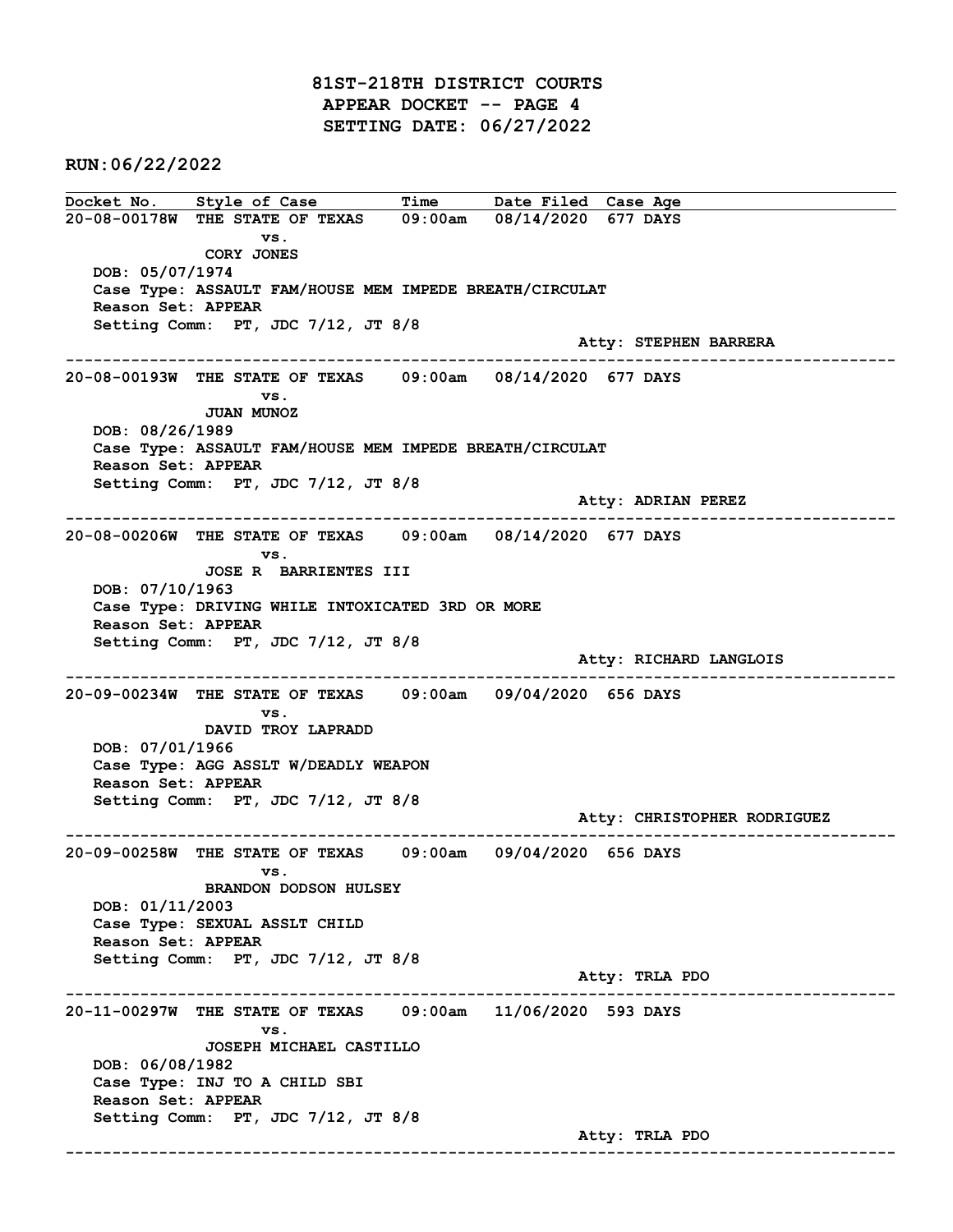# 81ST-218TH DISTRICT COURTS
## APPEAR DOCKET -- PAGE 4
## SETTING DATE: 06/27/2022

**RUN:06/22/2022**

| Docket No. | Style of Case | Time | Date Filed | Case Age |
|---|---|---|---|---|

---

**20-08-00178W** THE STATE OF TEXAS vs. CORY JONES — 09:00am — 08/14/2020 — 677 DAYS

DOB: 05/07/1974
Case Type: ASSAULT FAM/HOUSE MEM IMPEDE BREATH/CIRCULAT
Reason Set: APPEAR
Setting Comm: PT, JDC 7/12, JT 8/8
Atty: STEPHEN BARRERA

---

**20-08-00193W** THE STATE OF TEXAS vs. JUAN MUNOZ — 09:00am — 08/14/2020 — 677 DAYS

DOB: 08/26/1989
Case Type: ASSAULT FAM/HOUSE MEM IMPEDE BREATH/CIRCULAT
Reason Set: APPEAR
Setting Comm: PT, JDC 7/12, JT 8/8
Atty: ADRIAN PEREZ

---

**20-08-00206W** THE STATE OF TEXAS vs. JOSE R BARRIENTES III — 09:00am — 08/14/2020 — 677 DAYS

DOB: 07/10/1963
Case Type: DRIVING WHILE INTOXICATED 3RD OR MORE
Reason Set: APPEAR
Setting Comm: PT, JDC 7/12, JT 8/8
Atty: RICHARD LANGLOIS

---

**20-09-00234W** THE STATE OF TEXAS vs. DAVID TROY LAPRADD — 09:00am — 09/04/2020 — 656 DAYS

DOB: 07/01/1966
Case Type: AGG ASSLT W/DEADLY WEAPON
Reason Set: APPEAR
Setting Comm: PT, JDC 7/12, JT 8/8
Atty: CHRISTOPHER RODRIGUEZ

---

**20-09-00258W** THE STATE OF TEXAS vs. BRANDON DODSON HULSEY — 09:00am — 09/04/2020 — 656 DAYS

DOB: 01/11/2003
Case Type: SEXUAL ASSLT CHILD
Reason Set: APPEAR
Setting Comm: PT, JDC 7/12, JT 8/8
Atty: TRLA PDO

---

**20-11-00297W** THE STATE OF TEXAS vs. JOSEPH MICHAEL CASTILLO — 09:00am — 11/06/2020 — 593 DAYS

DOB: 06/08/1982
Case Type: INJ TO A CHILD SBI
Reason Set: APPEAR
Setting Comm: PT, JDC 7/12, JT 8/8
Atty: TRLA PDO

---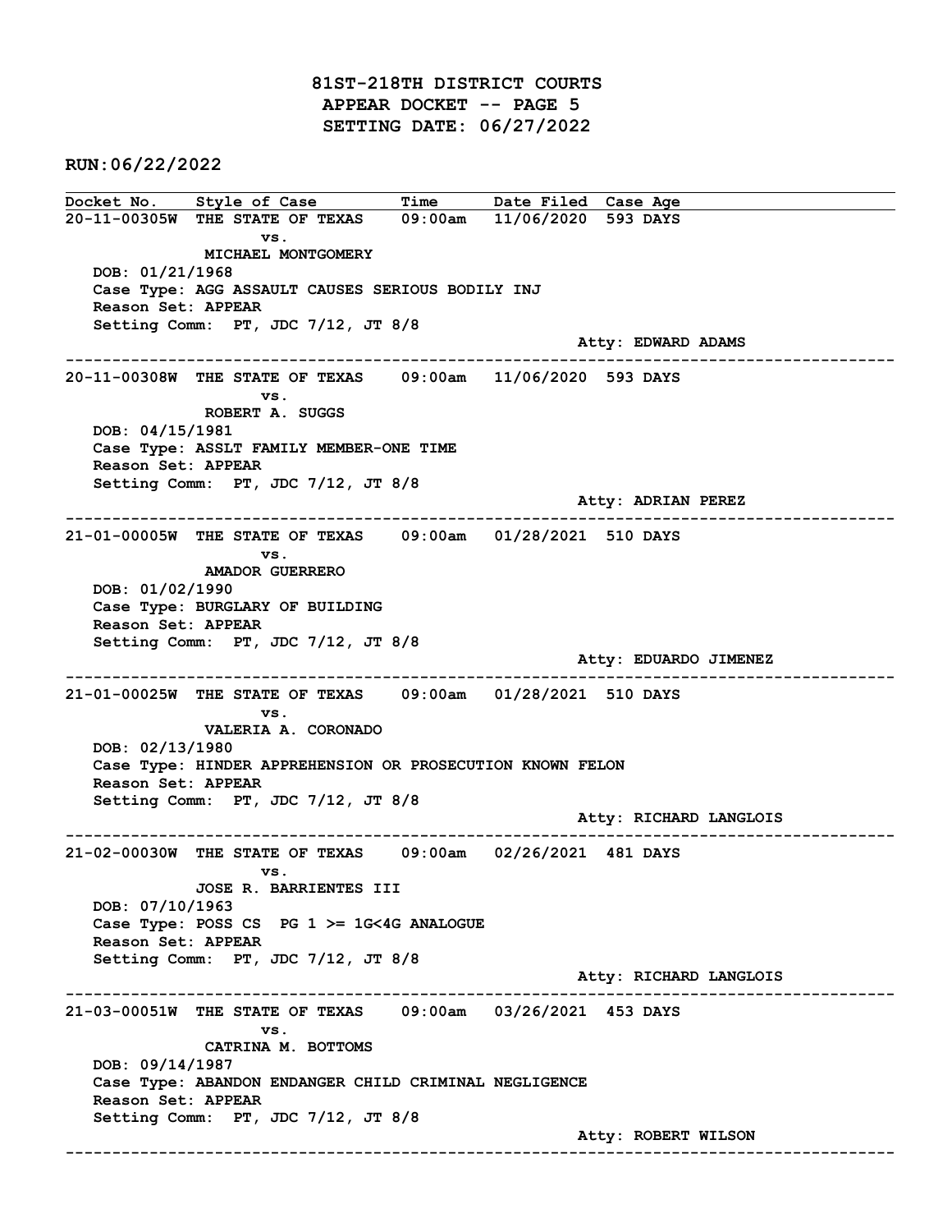# 81ST-218TH DISTRICT COURTS
## APPEAR DOCKET -- PAGE 5
## SETTING DATE: 06/27/2022

**RUN:06/22/2022**

| Docket No. | Style of Case | Time | Date Filed | Case Age |
|---|---|---|---|---|

**20-11-00305W** THE STATE OF TEXAS 09:00am 11/06/2020 593 DAYS
vs.
MICHAEL MONTGOMERY
DOB: 01/21/1968
Case Type: AGG ASSAULT CAUSES SERIOUS BODILY INJ
Reason Set: APPEAR
Setting Comm: PT, JDC 7/12, JT 8/8
Atty: EDWARD ADAMS

---

**20-11-00308W** THE STATE OF TEXAS 09:00am 11/06/2020 593 DAYS
vs.
ROBERT A. SUGGS
DOB: 04/15/1981
Case Type: ASSLT FAMILY MEMBER-ONE TIME
Reason Set: APPEAR
Setting Comm: PT, JDC 7/12, JT 8/8
Atty: ADRIAN PEREZ

---

**21-01-00005W** THE STATE OF TEXAS 09:00am 01/28/2021 510 DAYS
vs.
AMADOR GUERRERO
DOB: 01/02/1990
Case Type: BURGLARY OF BUILDING
Reason Set: APPEAR
Setting Comm: PT, JDC 7/12, JT 8/8
Atty: EDUARDO JIMENEZ

---

**21-01-00025W** THE STATE OF TEXAS 09:00am 01/28/2021 510 DAYS
vs.
VALERIA A. CORONADO
DOB: 02/13/1980
Case Type: HINDER APPREHENSION OR PROSECUTION KNOWN FELON
Reason Set: APPEAR
Setting Comm: PT, JDC 7/12, JT 8/8
Atty: RICHARD LANGLOIS

---

**21-02-00030W** THE STATE OF TEXAS 09:00am 02/26/2021 481 DAYS
vs.
JOSE R. BARRIENTES III
DOB: 07/10/1963
Case Type: POSS CS PG 1 >= 1G<4G ANALOGUE
Reason Set: APPEAR
Setting Comm: PT, JDC 7/12, JT 8/8
Atty: RICHARD LANGLOIS

---

**21-03-00051W** THE STATE OF TEXAS 09:00am 03/26/2021 453 DAYS
vs.
CATRINA M. BOTTOMS
DOB: 09/14/1987
Case Type: ABANDON ENDANGER CHILD CRIMINAL NEGLIGENCE
Reason Set: APPEAR
Setting Comm: PT, JDC 7/12, JT 8/8
Atty: ROBERT WILSON

---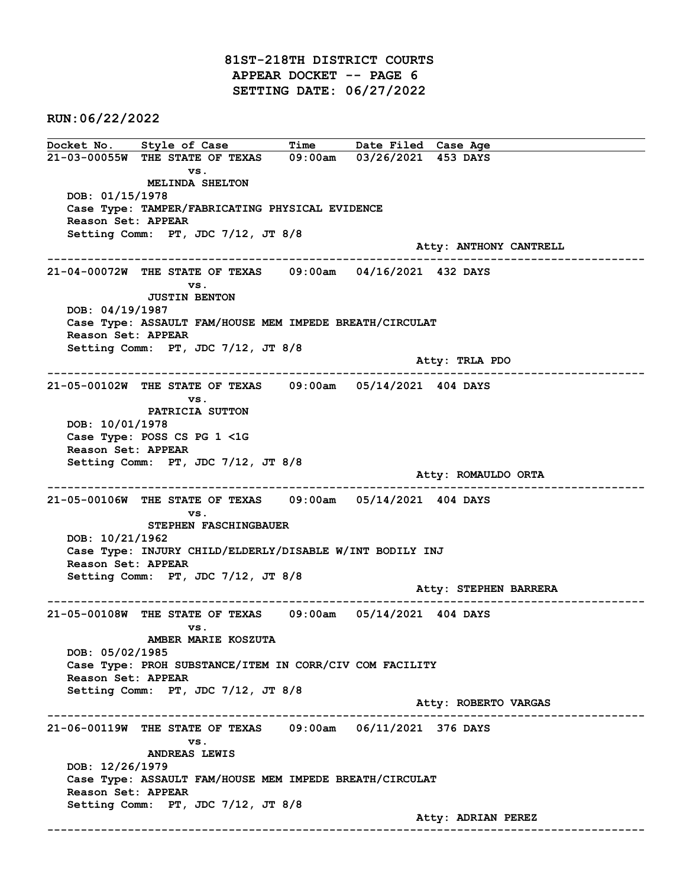# 81ST-218TH DISTRICT COURTS
## APPEAR DOCKET -- PAGE 6
## SETTING DATE: 06/27/2022

**RUN:06/22/2022**

| Docket No. | Style of Case | Time | Date Filed | Case Age |
|---|---|---|---|---|

---

**21-03-00055W** THE STATE OF TEXAS vs. MELINDA SHELTON — 09:00am — 03/26/2021 — 453 DAYS

DOB: 01/15/1978
Case Type: TAMPER/FABRICATING PHYSICAL EVIDENCE
Reason Set: APPEAR
Setting Comm: PT, JDC 7/12, JT 8/8
Atty: ANTHONY CANTRELL

---

**21-04-00072W** THE STATE OF TEXAS vs. JUSTIN BENTON — 09:00am — 04/16/2021 — 432 DAYS

DOB: 04/19/1987
Case Type: ASSAULT FAM/HOUSE MEM IMPEDE BREATH/CIRCULAT
Reason Set: APPEAR
Setting Comm: PT, JDC 7/12, JT 8/8
Atty: TRLA PDO

---

**21-05-00102W** THE STATE OF TEXAS vs. PATRICIA SUTTON — 09:00am — 05/14/2021 — 404 DAYS

DOB: 10/01/1978
Case Type: POSS CS PG 1 <1G
Reason Set: APPEAR
Setting Comm: PT, JDC 7/12, JT 8/8
Atty: ROMAULDO ORTA

---

**21-05-00106W** THE STATE OF TEXAS vs. STEPHEN FASCHINGBAUER — 09:00am — 05/14/2021 — 404 DAYS

DOB: 10/21/1962
Case Type: INJURY CHILD/ELDERLY/DISABLE W/INT BODILY INJ
Reason Set: APPEAR
Setting Comm: PT, JDC 7/12, JT 8/8
Atty: STEPHEN BARRERA

---

**21-05-00108W** THE STATE OF TEXAS vs. AMBER MARIE KOSZUTA — 09:00am — 05/14/2021 — 404 DAYS

DOB: 05/02/1985
Case Type: PROH SUBSTANCE/ITEM IN CORR/CIV COM FACILITY
Reason Set: APPEAR
Setting Comm: PT, JDC 7/12, JT 8/8
Atty: ROBERTO VARGAS

---

**21-06-00119W** THE STATE OF TEXAS vs. ANDREAS LEWIS — 09:00am — 06/11/2021 — 376 DAYS

DOB: 12/26/1979
Case Type: ASSAULT FAM/HOUSE MEM IMPEDE BREATH/CIRCULAT
Reason Set: APPEAR
Setting Comm: PT, JDC 7/12, JT 8/8
Atty: ADRIAN PEREZ

---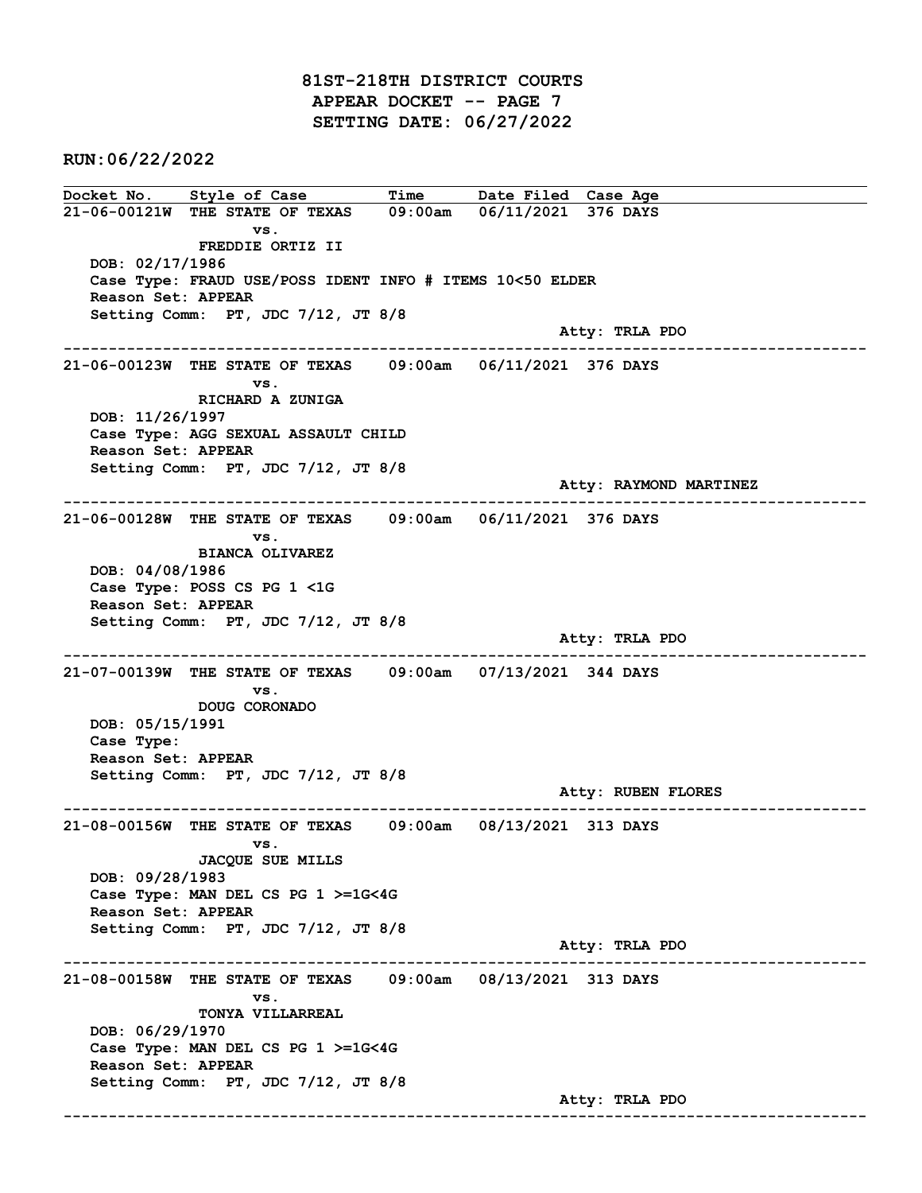# 81ST-218TH DISTRICT COURTS
## APPEAR DOCKET -- PAGE 7
## SETTING DATE: 06/27/2022

**RUN:06/22/2022**

| Docket No. | Style of Case | Time | Date Filed | Case Age |
|---|---|---|---|---|

**21-06-00121W THE STATE OF TEXAS 09:00am 06/11/2021 376 DAYS**
vs.
FREDDIE ORTIZ II
DOB: 02/17/1986
Case Type: FRAUD USE/POSS IDENT INFO # ITEMS 10<50 ELDER
Reason Set: APPEAR
Setting Comm: PT, JDC 7/12, JT 8/8
Atty: TRLA PDO

---

**21-06-00123W THE STATE OF TEXAS 09:00am 06/11/2021 376 DAYS**
vs.
RICHARD A ZUNIGA
DOB: 11/26/1997
Case Type: AGG SEXUAL ASSAULT CHILD
Reason Set: APPEAR
Setting Comm: PT, JDC 7/12, JT 8/8
Atty: RAYMOND MARTINEZ

---

**21-06-00128W THE STATE OF TEXAS 09:00am 06/11/2021 376 DAYS**
vs.
BIANCA OLIVAREZ
DOB: 04/08/1986
Case Type: POSS CS PG 1 <1G
Reason Set: APPEAR
Setting Comm: PT, JDC 7/12, JT 8/8
Atty: TRLA PDO

---

**21-07-00139W THE STATE OF TEXAS 09:00am 07/13/2021 344 DAYS**
vs.
DOUG CORONADO
DOB: 05/15/1991
Case Type:
Reason Set: APPEAR
Setting Comm: PT, JDC 7/12, JT 8/8
Atty: RUBEN FLORES

---

**21-08-00156W THE STATE OF TEXAS 09:00am 08/13/2021 313 DAYS**
vs.
JACQUE SUE MILLS
DOB: 09/28/1983
Case Type: MAN DEL CS PG 1 >=1G<4G
Reason Set: APPEAR
Setting Comm: PT, JDC 7/12, JT 8/8
Atty: TRLA PDO

---

**21-08-00158W THE STATE OF TEXAS 09:00am 08/13/2021 313 DAYS**
vs.
TONYA VILLARREAL
DOB: 06/29/1970
Case Type: MAN DEL CS PG 1 >=1G<4G
Reason Set: APPEAR
Setting Comm: PT, JDC 7/12, JT 8/8
Atty: TRLA PDO

---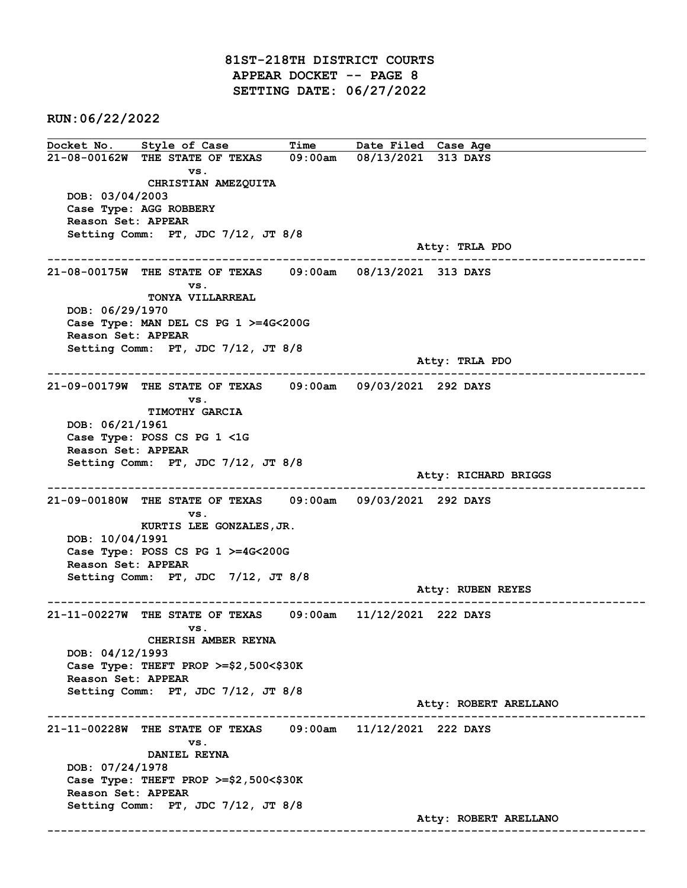# 81ST-218TH DISTRICT COURTS
## APPEAR DOCKET -- PAGE 8
## SETTING DATE: 06/27/2022

**RUN:06/22/2022**

| Docket No. | Style of Case | Time | Date Filed | Case Age |
|---|---|---|---|---|

**21-08-00162W THE STATE OF TEXAS vs. CHRISTIAN AMEZQUITA** — 09:00am — 08/13/2021 — 313 DAYS
- DOB: 03/04/2003
- Case Type: AGG ROBBERY
- Reason Set: APPEAR
- Setting Comm: PT, JDC 7/12, JT 8/8
- Atty: TRLA PDO

---

**21-08-00175W THE STATE OF TEXAS vs. TONYA VILLARREAL** — 09:00am — 08/13/2021 — 313 DAYS
- DOB: 06/29/1970
- Case Type: MAN DEL CS PG 1 >=4G<200G
- Reason Set: APPEAR
- Setting Comm: PT, JDC 7/12, JT 8/8
- Atty: TRLA PDO

---

**21-09-00179W THE STATE OF TEXAS vs. TIMOTHY GARCIA** — 09:00am — 09/03/2021 — 292 DAYS
- DOB: 06/21/1961
- Case Type: POSS CS PG 1 <1G
- Reason Set: APPEAR
- Setting Comm: PT, JDC 7/12, JT 8/8
- Atty: RICHARD BRIGGS

---

**21-09-00180W THE STATE OF TEXAS vs. KURTIS LEE GONZALES,JR.** — 09:00am — 09/03/2021 — 292 DAYS
- DOB: 10/04/1991
- Case Type: POSS CS PG 1 >=4G<200G
- Reason Set: APPEAR
- Setting Comm: PT, JDC 7/12, JT 8/8
- Atty: RUBEN REYES

---

**21-11-00227W THE STATE OF TEXAS vs. CHERISH AMBER REYNA** — 09:00am — 11/12/2021 — 222 DAYS
- DOB: 04/12/1993
- Case Type: THEFT PROP >=$2,500<$30K
- Reason Set: APPEAR
- Setting Comm: PT, JDC 7/12, JT 8/8
- Atty: ROBERT ARELLANO

---

**21-11-00228W THE STATE OF TEXAS vs. DANIEL REYNA** — 09:00am — 11/12/2021 — 222 DAYS
- DOB: 07/24/1978
- Case Type: THEFT PROP >=$2,500<$30K
- Reason Set: APPEAR
- Setting Comm: PT, JDC 7/12, JT 8/8
- Atty: ROBERT ARELLANO

---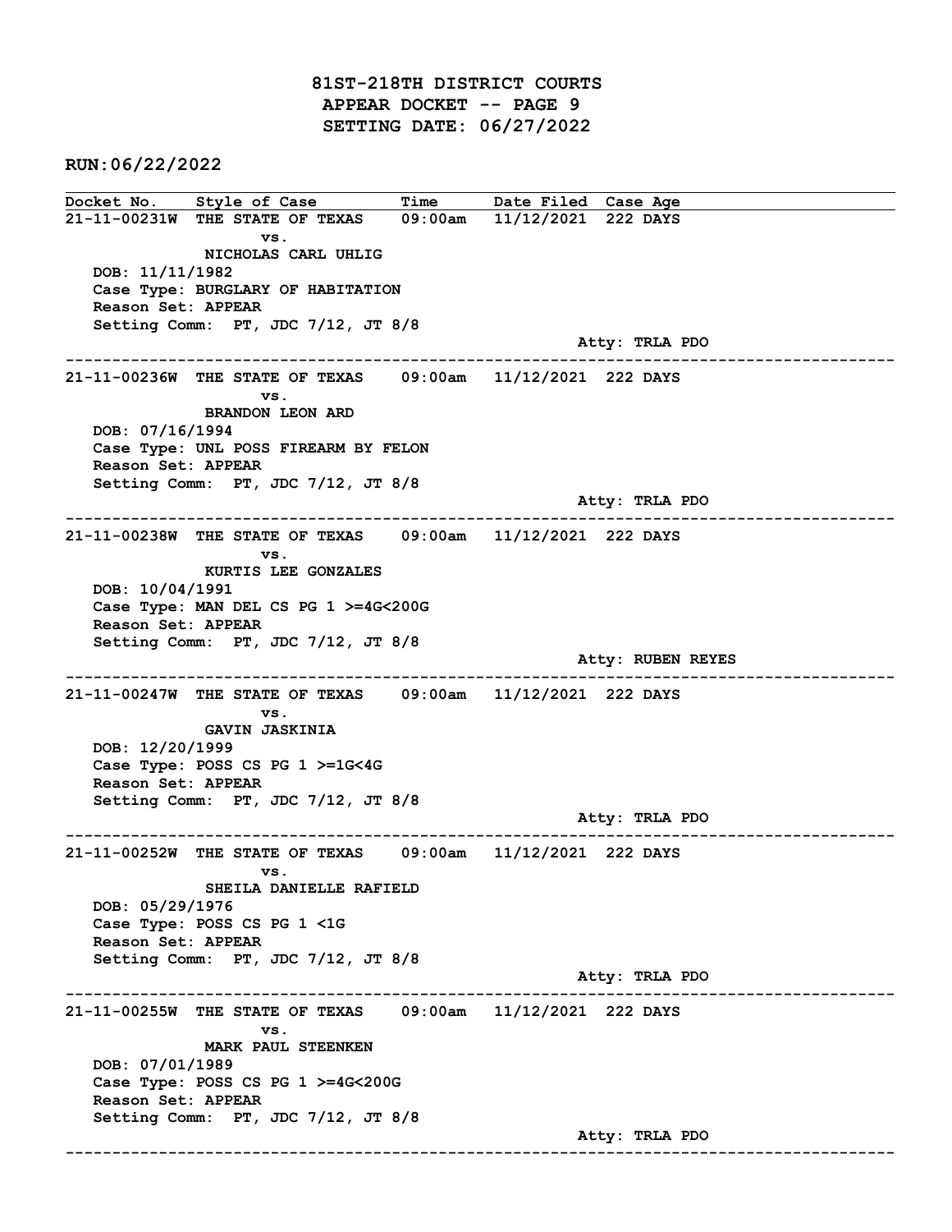# 81ST-218TH DISTRICT COURTS
## APPEAR DOCKET -- PAGE 9
## SETTING DATE: 06/27/2022

**RUN:06/22/2022**

| Docket No. | Style of Case | Time | Date Filed | Case Age |
|---|---|---|---|---|

**21-11-00231W THE STATE OF TEXAS 09:00am 11/12/2021 222 DAYS**
vs.
NICHOLAS CARL UHLIG
DOB: 11/11/1982
Case Type: BURGLARY OF HABITATION
Reason Set: APPEAR
Setting Comm: PT, JDC 7/12, JT 8/8
Atty: TRLA PDO

---

**21-11-00236W THE STATE OF TEXAS 09:00am 11/12/2021 222 DAYS**
vs.
BRANDON LEON ARD
DOB: 07/16/1994
Case Type: UNL POSS FIREARM BY FELON
Reason Set: APPEAR
Setting Comm: PT, JDC 7/12, JT 8/8
Atty: TRLA PDO

---

**21-11-00238W THE STATE OF TEXAS 09:00am 11/12/2021 222 DAYS**
vs.
KURTIS LEE GONZALES
DOB: 10/04/1991
Case Type: MAN DEL CS PG 1 >=4G<200G
Reason Set: APPEAR
Setting Comm: PT, JDC 7/12, JT 8/8
Atty: RUBEN REYES

---

**21-11-00247W THE STATE OF TEXAS 09:00am 11/12/2021 222 DAYS**
vs.
GAVIN JASKINIA
DOB: 12/20/1999
Case Type: POSS CS PG 1 >=1G<4G
Reason Set: APPEAR
Setting Comm: PT, JDC 7/12, JT 8/8
Atty: TRLA PDO

---

**21-11-00252W THE STATE OF TEXAS 09:00am 11/12/2021 222 DAYS**
vs.
SHEILA DANIELLE RAFIELD
DOB: 05/29/1976
Case Type: POSS CS PG 1 <1G
Reason Set: APPEAR
Setting Comm: PT, JDC 7/12, JT 8/8
Atty: TRLA PDO

---

**21-11-00255W THE STATE OF TEXAS 09:00am 11/12/2021 222 DAYS**
vs.
MARK PAUL STEENKEN
DOB: 07/01/1989
Case Type: POSS CS PG 1 >=4G<200G
Reason Set: APPEAR
Setting Comm: PT, JDC 7/12, JT 8/8
Atty: TRLA PDO

---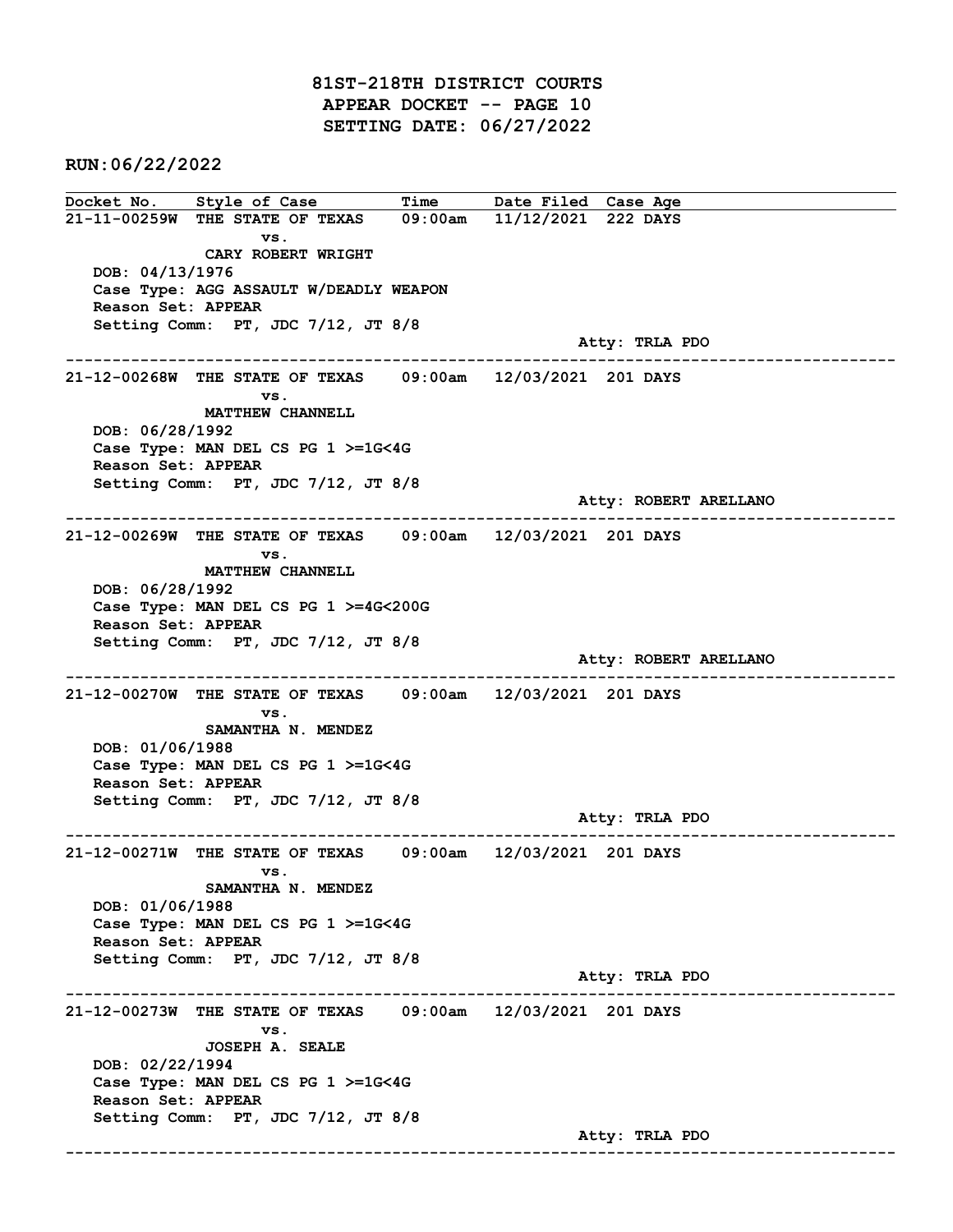# 81ST-218TH DISTRICT COURTS
## APPEAR DOCKET -- PAGE 10
## SETTING DATE: 06/27/2022

**RUN:06/22/2022**

| Docket No. | Style of Case | Time | Date Filed | Case Age |
|---|---|---|---|---|

**21-11-00259W** THE STATE OF TEXAS vs. CARY ROBERT WRIGHT — 09:00am — 11/12/2021 — 222 DAYS
DOB: 04/13/1976
Case Type: AGG ASSAULT W/DEADLY WEAPON
Reason Set: APPEAR
Setting Comm: PT, JDC 7/12, JT 8/8
Atty: TRLA PDO

---

**21-12-00268W** THE STATE OF TEXAS vs. MATTHEW CHANNELL — 09:00am — 12/03/2021 — 201 DAYS
DOB: 06/28/1992
Case Type: MAN DEL CS PG 1 >=1G<4G
Reason Set: APPEAR
Setting Comm: PT, JDC 7/12, JT 8/8
Atty: ROBERT ARELLANO

---

**21-12-00269W** THE STATE OF TEXAS vs. MATTHEW CHANNELL — 09:00am — 12/03/2021 — 201 DAYS
DOB: 06/28/1992
Case Type: MAN DEL CS PG 1 >=4G<200G
Reason Set: APPEAR
Setting Comm: PT, JDC 7/12, JT 8/8
Atty: ROBERT ARELLANO

---

**21-12-00270W** THE STATE OF TEXAS vs. SAMANTHA N. MENDEZ — 09:00am — 12/03/2021 — 201 DAYS
DOB: 01/06/1988
Case Type: MAN DEL CS PG 1 >=1G<4G
Reason Set: APPEAR
Setting Comm: PT, JDC 7/12, JT 8/8
Atty: TRLA PDO

---

**21-12-00271W** THE STATE OF TEXAS vs. SAMANTHA N. MENDEZ — 09:00am — 12/03/2021 — 201 DAYS
DOB: 01/06/1988
Case Type: MAN DEL CS PG 1 >=1G<4G
Reason Set: APPEAR
Setting Comm: PT, JDC 7/12, JT 8/8
Atty: TRLA PDO

---

**21-12-00273W** THE STATE OF TEXAS vs. JOSEPH A. SEALE — 09:00am — 12/03/2021 — 201 DAYS
DOB: 02/22/1994
Case Type: MAN DEL CS PG 1 >=1G<4G
Reason Set: APPEAR
Setting Comm: PT, JDC 7/12, JT 8/8
Atty: TRLA PDO

---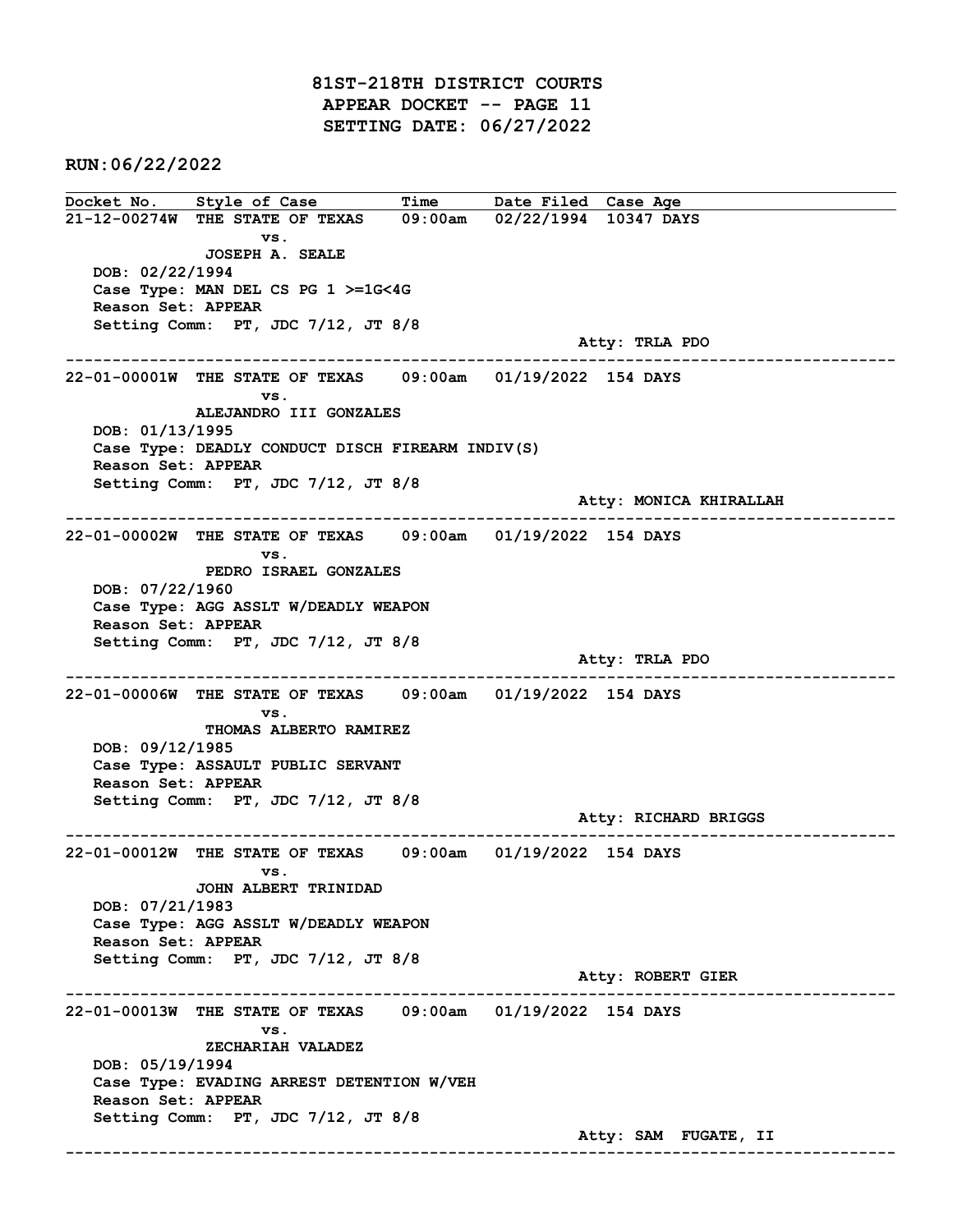# 81ST-218TH DISTRICT COURTS
## APPEAR DOCKET -- PAGE 11
## SETTING DATE: 06/27/2022

**RUN:06/22/2022**

| Docket No. | Style of Case | Time | Date Filed | Case Age |
|---|---|---|---|---|

**21-12-00274W** THE STATE OF TEXAS vs. JOSEPH A. SEALE — 09:00am — 02/22/1994 — 10347 DAYS
- DOB: 02/22/1994
- Case Type: MAN DEL CS PG 1 >=1G<4G
- Reason Set: APPEAR
- Setting Comm: PT, JDC 7/12, JT 8/8
- Atty: TRLA PDO

---

**22-01-00001W** THE STATE OF TEXAS vs. ALEJANDRO III GONZALES — 09:00am — 01/19/2022 — 154 DAYS
- DOB: 01/13/1995
- Case Type: DEADLY CONDUCT DISCH FIREARM INDIV(S)
- Reason Set: APPEAR
- Setting Comm: PT, JDC 7/12, JT 8/8
- Atty: MONICA KHIRALLAH

---

**22-01-00002W** THE STATE OF TEXAS vs. PEDRO ISRAEL GONZALES — 09:00am — 01/19/2022 — 154 DAYS
- DOB: 07/22/1960
- Case Type: AGG ASSLT W/DEADLY WEAPON
- Reason Set: APPEAR
- Setting Comm: PT, JDC 7/12, JT 8/8
- Atty: TRLA PDO

---

**22-01-00006W** THE STATE OF TEXAS vs. THOMAS ALBERTO RAMIREZ — 09:00am — 01/19/2022 — 154 DAYS
- DOB: 09/12/1985
- Case Type: ASSAULT PUBLIC SERVANT
- Reason Set: APPEAR
- Setting Comm: PT, JDC 7/12, JT 8/8
- Atty: RICHARD BRIGGS

---

**22-01-00012W** THE STATE OF TEXAS vs. JOHN ALBERT TRINIDAD — 09:00am — 01/19/2022 — 154 DAYS
- DOB: 07/21/1983
- Case Type: AGG ASSLT W/DEADLY WEAPON
- Reason Set: APPEAR
- Setting Comm: PT, JDC 7/12, JT 8/8
- Atty: ROBERT GIER

---

**22-01-00013W** THE STATE OF TEXAS vs. ZECHARIAH VALADEZ — 09:00am — 01/19/2022 — 154 DAYS
- DOB: 05/19/1994
- Case Type: EVADING ARREST DETENTION W/VEH
- Reason Set: APPEAR
- Setting Comm: PT, JDC 7/12, JT 8/8
- Atty: SAM FUGATE, II

---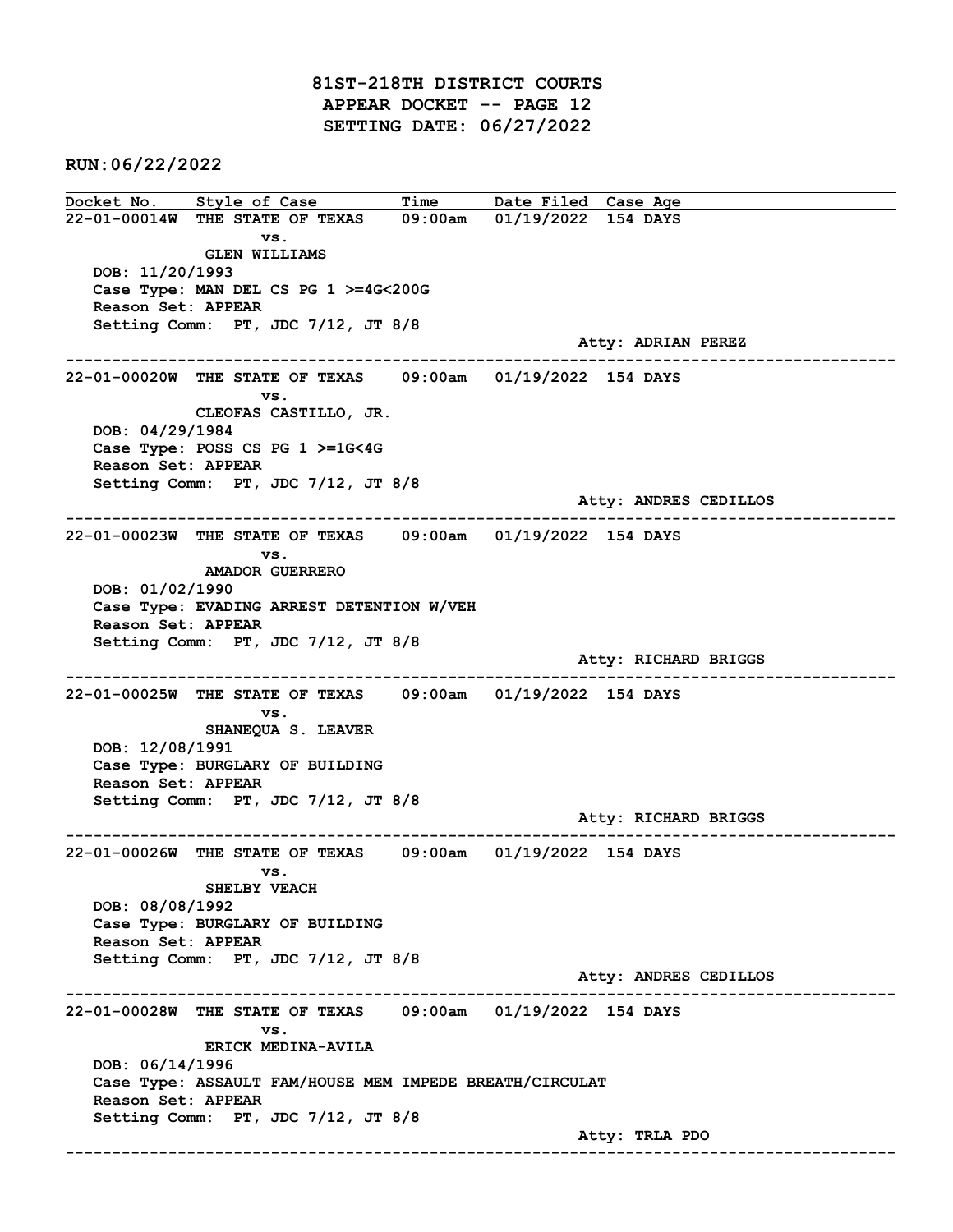# 81ST-218TH DISTRICT COURTS
## APPEAR DOCKET -- PAGE 12
## SETTING DATE: 06/27/2022

**RUN:06/22/2022**

| Docket No. | Style of Case | Time | Date Filed | Case Age |
|---|---|---|---|---|

**22-01-00014W** THE STATE OF TEXAS vs. GLEN WILLIAMS — 09:00am — 01/19/2022 — 154 DAYS

DOB: 11/20/1993
Case Type: MAN DEL CS PG 1 >=4G<200G
Reason Set: APPEAR
Setting Comm: PT, JDC 7/12, JT 8/8
Atty: ADRIAN PEREZ

---

**22-01-00020W** THE STATE OF TEXAS vs. CLEOFAS CASTILLO, JR. — 09:00am — 01/19/2022 — 154 DAYS

DOB: 04/29/1984
Case Type: POSS CS PG 1 >=1G<4G
Reason Set: APPEAR
Setting Comm: PT, JDC 7/12, JT 8/8
Atty: ANDRES CEDILLOS

---

**22-01-00023W** THE STATE OF TEXAS vs. AMADOR GUERRERO — 09:00am — 01/19/2022 — 154 DAYS

DOB: 01/02/1990
Case Type: EVADING ARREST DETENTION W/VEH
Reason Set: APPEAR
Setting Comm: PT, JDC 7/12, JT 8/8
Atty: RICHARD BRIGGS

---

**22-01-00025W** THE STATE OF TEXAS vs. SHANEQUA S. LEAVER — 09:00am — 01/19/2022 — 154 DAYS

DOB: 12/08/1991
Case Type: BURGLARY OF BUILDING
Reason Set: APPEAR
Setting Comm: PT, JDC 7/12, JT 8/8
Atty: RICHARD BRIGGS

---

**22-01-00026W** THE STATE OF TEXAS vs. SHELBY VEACH — 09:00am — 01/19/2022 — 154 DAYS

DOB: 08/08/1992
Case Type: BURGLARY OF BUILDING
Reason Set: APPEAR
Setting Comm: PT, JDC 7/12, JT 8/8
Atty: ANDRES CEDILLOS

---

**22-01-00028W** THE STATE OF TEXAS vs. ERICK MEDINA-AVILA — 09:00am — 01/19/2022 — 154 DAYS

DOB: 06/14/1996
Case Type: ASSAULT FAM/HOUSE MEM IMPEDE BREATH/CIRCULAT
Reason Set: APPEAR
Setting Comm: PT, JDC 7/12, JT 8/8
Atty: TRLA PDO

---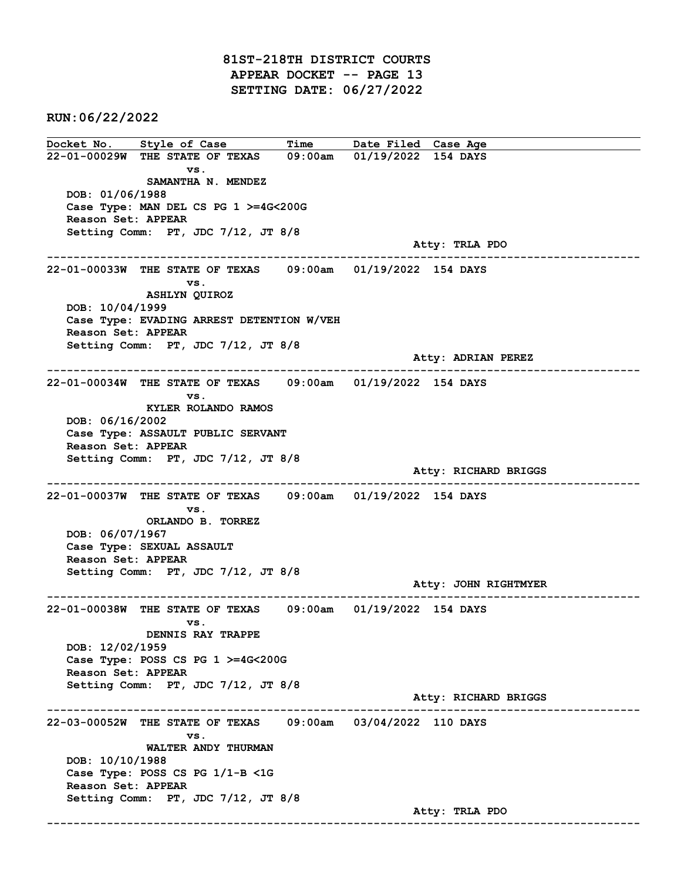# 81ST-218TH DISTRICT COURTS
## APPEAR DOCKET -- PAGE 13
## SETTING DATE: 06/27/2022

**RUN:06/22/2022**

| Docket No. | Style of Case | Time | Date Filed | Case Age |
|---|---|---|---|---|

**22-01-00029W** THE STATE OF TEXAS vs. SAMANTHA N. MENDEZ — 09:00am — 01/19/2022 — 154 DAYS
DOB: 01/06/1988
Case Type: MAN DEL CS PG 1 >=4G<200G
Reason Set: APPEAR
Setting Comm: PT, JDC 7/12, JT 8/8
Atty: TRLA PDO

---

**22-01-00033W** THE STATE OF TEXAS vs. ASHLYN QUIROZ — 09:00am — 01/19/2022 — 154 DAYS
DOB: 10/04/1999
Case Type: EVADING ARREST DETENTION W/VEH
Reason Set: APPEAR
Setting Comm: PT, JDC 7/12, JT 8/8
Atty: ADRIAN PEREZ

---

**22-01-00034W** THE STATE OF TEXAS vs. KYLER ROLANDO RAMOS — 09:00am — 01/19/2022 — 154 DAYS
DOB: 06/16/2002
Case Type: ASSAULT PUBLIC SERVANT
Reason Set: APPEAR
Setting Comm: PT, JDC 7/12, JT 8/8
Atty: RICHARD BRIGGS

---

**22-01-00037W** THE STATE OF TEXAS vs. ORLANDO B. TORREZ — 09:00am — 01/19/2022 — 154 DAYS
DOB: 06/07/1967
Case Type: SEXUAL ASSAULT
Reason Set: APPEAR
Setting Comm: PT, JDC 7/12, JT 8/8
Atty: JOHN RIGHTMYER

---

**22-01-00038W** THE STATE OF TEXAS vs. DENNIS RAY TRAPPE — 09:00am — 01/19/2022 — 154 DAYS
DOB: 12/02/1959
Case Type: POSS CS PG 1 >=4G<200G
Reason Set: APPEAR
Setting Comm: PT, JDC 7/12, JT 8/8
Atty: RICHARD BRIGGS

---

**22-03-00052W** THE STATE OF TEXAS vs. WALTER ANDY THURMAN — 09:00am — 03/04/2022 — 110 DAYS
DOB: 10/10/1988
Case Type: POSS CS PG 1/1-B <1G
Reason Set: APPEAR
Setting Comm: PT, JDC 7/12, JT 8/8
Atty: TRLA PDO

---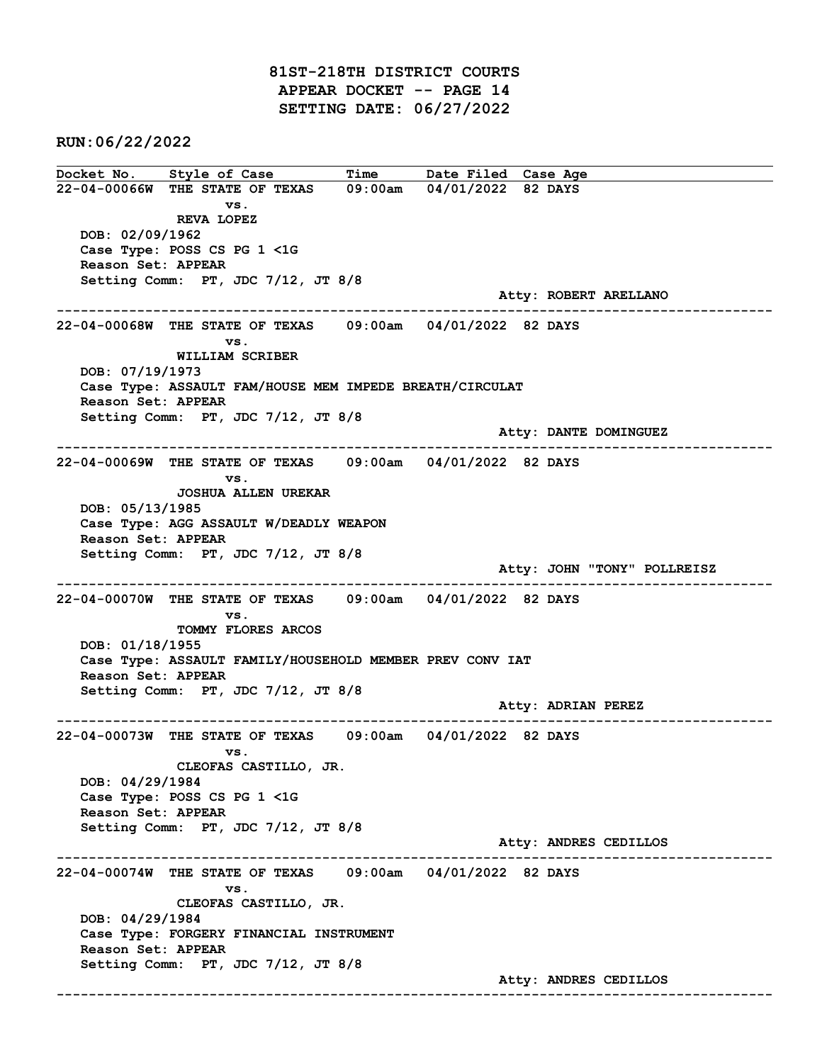# 81ST-218TH DISTRICT COURTS
## APPEAR DOCKET -- PAGE 14
## SETTING DATE: 06/27/2022

**RUN:06/22/2022**

| Docket No. | Style of Case | Time | Date Filed | Case Age |
|---|---|---|---|---|

---

**22-04-00066W** THE STATE OF TEXAS 09:00am 04/01/2022 82 DAYS
vs.
REVA LOPEZ
DOB: 02/09/1962
Case Type: POSS CS PG 1 <1G
Reason Set: APPEAR
Setting Comm: PT, JDC 7/12, JT 8/8
Atty: ROBERT ARELLANO

---

**22-04-00068W** THE STATE OF TEXAS 09:00am 04/01/2022 82 DAYS
vs.
WILLIAM SCRIBER
DOB: 07/19/1973
Case Type: ASSAULT FAM/HOUSE MEM IMPEDE BREATH/CIRCULAT
Reason Set: APPEAR
Setting Comm: PT, JDC 7/12, JT 8/8
Atty: DANTE DOMINGUEZ

---

**22-04-00069W** THE STATE OF TEXAS 09:00am 04/01/2022 82 DAYS
vs.
JOSHUA ALLEN UREKAR
DOB: 05/13/1985
Case Type: AGG ASSAULT W/DEADLY WEAPON
Reason Set: APPEAR
Setting Comm: PT, JDC 7/12, JT 8/8
Atty: JOHN "TONY" POLLREISZ

---

**22-04-00070W** THE STATE OF TEXAS 09:00am 04/01/2022 82 DAYS
vs.
TOMMY FLORES ARCOS
DOB: 01/18/1955
Case Type: ASSAULT FAMILY/HOUSEHOLD MEMBER PREV CONV IAT
Reason Set: APPEAR
Setting Comm: PT, JDC 7/12, JT 8/8
Atty: ADRIAN PEREZ

---

**22-04-00073W** THE STATE OF TEXAS 09:00am 04/01/2022 82 DAYS
vs.
CLEOFAS CASTILLO, JR.
DOB: 04/29/1984
Case Type: POSS CS PG 1 <1G
Reason Set: APPEAR
Setting Comm: PT, JDC 7/12, JT 8/8
Atty: ANDRES CEDILLOS

---

**22-04-00074W** THE STATE OF TEXAS 09:00am 04/01/2022 82 DAYS
vs.
CLEOFAS CASTILLO, JR.
DOB: 04/29/1984
Case Type: FORGERY FINANCIAL INSTRUMENT
Reason Set: APPEAR
Setting Comm: PT, JDC 7/12, JT 8/8
Atty: ANDRES CEDILLOS

---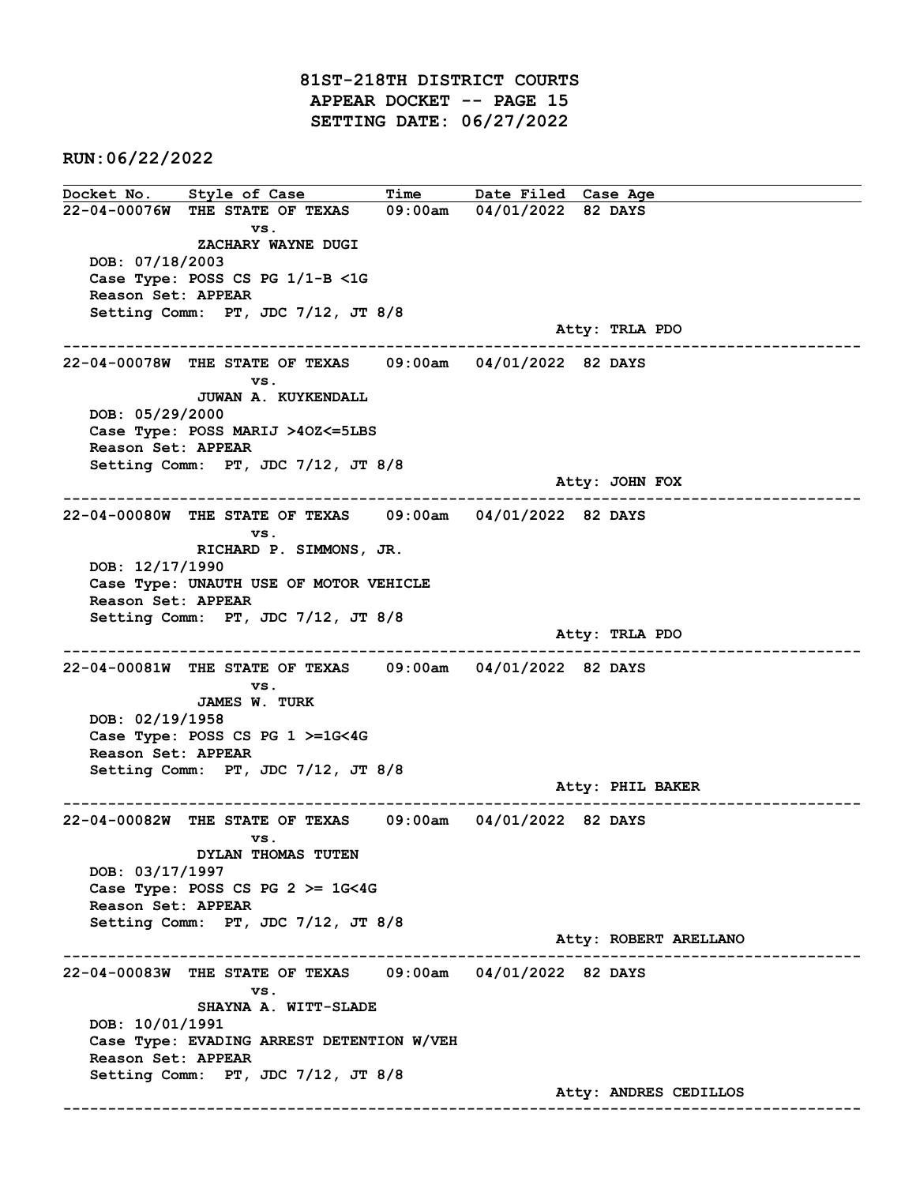# 81ST-218TH DISTRICT COURTS
## APPEAR DOCKET -- PAGE 15
## SETTING DATE: 06/27/2022

**RUN:06/22/2022**

| Docket No. | Style of Case | Time | Date Filed | Case Age |
|---|---|---|---|---|

---

**22-04-00076W** THE STATE OF TEXAS vs. ZACHARY WAYNE DUGI — 09:00am — 04/01/2022 — 82 DAYS

DOB: 07/18/2003
Case Type: POSS CS PG 1/1-B <1G
Reason Set: APPEAR
Setting Comm: PT, JDC 7/12, JT 8/8
Atty: TRLA PDO

---

**22-04-00078W** THE STATE OF TEXAS vs. JUWAN A. KUYKENDALL — 09:00am — 04/01/2022 — 82 DAYS

DOB: 05/29/2000
Case Type: POSS MARIJ >4OZ<=5LBS
Reason Set: APPEAR
Setting Comm: PT, JDC 7/12, JT 8/8
Atty: JOHN FOX

---

**22-04-00080W** THE STATE OF TEXAS vs. RICHARD P. SIMMONS, JR. — 09:00am — 04/01/2022 — 82 DAYS

DOB: 12/17/1990
Case Type: UNAUTH USE OF MOTOR VEHICLE
Reason Set: APPEAR
Setting Comm: PT, JDC 7/12, JT 8/8
Atty: TRLA PDO

---

**22-04-00081W** THE STATE OF TEXAS vs. JAMES W. TURK — 09:00am — 04/01/2022 — 82 DAYS

DOB: 02/19/1958
Case Type: POSS CS PG 1 >=1G<4G
Reason Set: APPEAR
Setting Comm: PT, JDC 7/12, JT 8/8
Atty: PHIL BAKER

---

**22-04-00082W** THE STATE OF TEXAS vs. DYLAN THOMAS TUTEN — 09:00am — 04/01/2022 — 82 DAYS

DOB: 03/17/1997
Case Type: POSS CS PG 2 >= 1G<4G
Reason Set: APPEAR
Setting Comm: PT, JDC 7/12, JT 8/8
Atty: ROBERT ARELLANO

---

**22-04-00083W** THE STATE OF TEXAS vs. SHAYNA A. WITT-SLADE — 09:00am — 04/01/2022 — 82 DAYS

DOB: 10/01/1991
Case Type: EVADING ARREST DETENTION W/VEH
Reason Set: APPEAR
Setting Comm: PT, JDC 7/12, JT 8/8
Atty: ANDRES CEDILLOS

---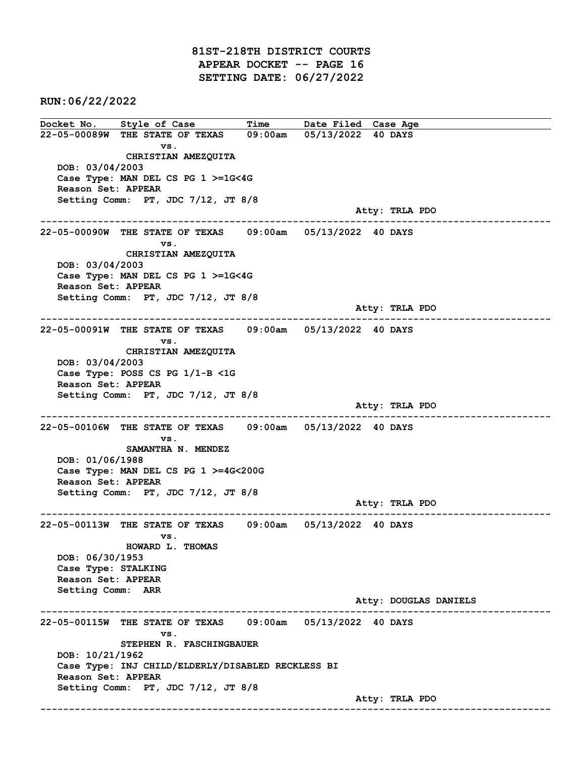# 81ST-218TH DISTRICT COURTS
## APPEAR DOCKET -- PAGE 16
## SETTING DATE: 06/27/2022

**RUN:06/22/2022**

| Docket No. | Style of Case | Time | Date Filed | Case Age |
|---|---|---|---|---|

**22-05-00089W** THE STATE OF TEXAS vs. CHRISTIAN AMEZQUITA — 09:00am — 05/13/2022 — 40 DAYS

DOB: 03/04/2003
Case Type: MAN DEL CS PG 1 >=1G<4G
Reason Set: APPEAR
Setting Comm: PT, JDC 7/12, JT 8/8
Atty: TRLA PDO

---

**22-05-00090W** THE STATE OF TEXAS vs. CHRISTIAN AMEZQUITA — 09:00am — 05/13/2022 — 40 DAYS

DOB: 03/04/2003
Case Type: MAN DEL CS PG 1 >=1G<4G
Reason Set: APPEAR
Setting Comm: PT, JDC 7/12, JT 8/8
Atty: TRLA PDO

---

**22-05-00091W** THE STATE OF TEXAS vs. CHRISTIAN AMEZQUITA — 09:00am — 05/13/2022 — 40 DAYS

DOB: 03/04/2003
Case Type: POSS CS PG 1/1-B <1G
Reason Set: APPEAR
Setting Comm: PT, JDC 7/12, JT 8/8
Atty: TRLA PDO

---

**22-05-00106W** THE STATE OF TEXAS vs. SAMANTHA N. MENDEZ — 09:00am — 05/13/2022 — 40 DAYS

DOB: 01/06/1988
Case Type: MAN DEL CS PG 1 >=4G<200G
Reason Set: APPEAR
Setting Comm: PT, JDC 7/12, JT 8/8
Atty: TRLA PDO

---

**22-05-00113W** THE STATE OF TEXAS vs. HOWARD L. THOMAS — 09:00am — 05/13/2022 — 40 DAYS

DOB: 06/30/1953
Case Type: STALKING
Reason Set: APPEAR
Setting Comm: ARR
Atty: DOUGLAS DANIELS

---

**22-05-00115W** THE STATE OF TEXAS vs. STEPHEN R. FASCHINGBAUER — 09:00am — 05/13/2022 — 40 DAYS

DOB: 10/21/1962
Case Type: INJ CHILD/ELDERLY/DISABLED RECKLESS BI
Reason Set: APPEAR
Setting Comm: PT, JDC 7/12, JT 8/8
Atty: TRLA PDO

---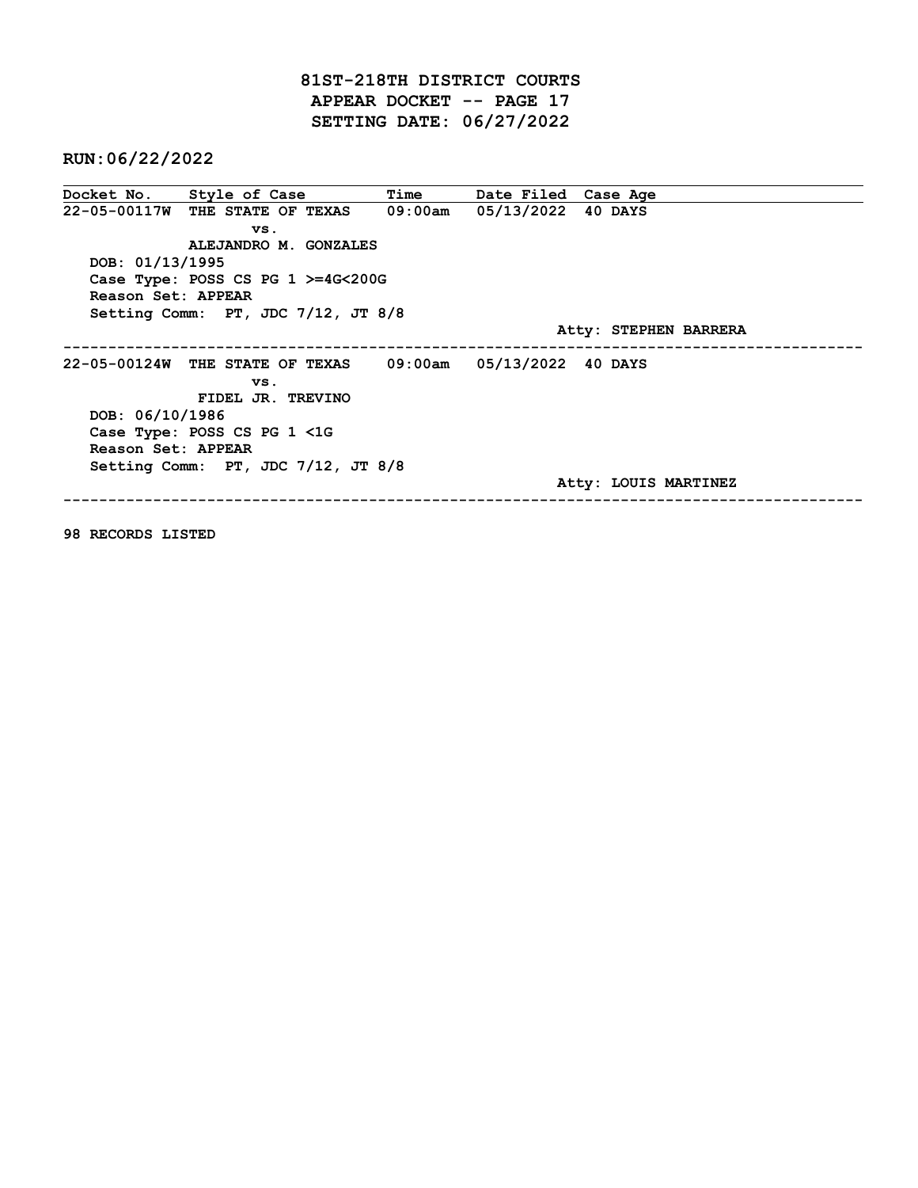# 81ST-218TH DISTRICT COURTS
## APPEAR DOCKET -- PAGE 17
## SETTING DATE: 06/27/2022

**RUN:06/22/2022**

| Docket No. | Style of Case | Time | Date Filed | Case Age |
|---|---|---|---|---|
| 22-05-00117W | THE STATE OF TEXAS vs. ALEJANDRO M. GONZALES | 09:00am | 05/13/2022 | 40 DAYS |

DOB: 01/13/1995
Case Type: POSS CS PG 1 >=4G<200G
Reason Set: APPEAR
Setting Comm: PT, JDC 7/12, JT 8/8
Atty: STEPHEN BARRERA

---

| Docket No. | Style of Case | Time | Date Filed | Case Age |
|---|---|---|---|---|
| 22-05-00124W | THE STATE OF TEXAS vs. FIDEL JR. TREVINO | 09:00am | 05/13/2022 | 40 DAYS |

DOB: 06/10/1986
Case Type: POSS CS PG 1 <1G
Reason Set: APPEAR
Setting Comm: PT, JDC 7/12, JT 8/8
Atty: LOUIS MARTINEZ

---

98 RECORDS LISTED